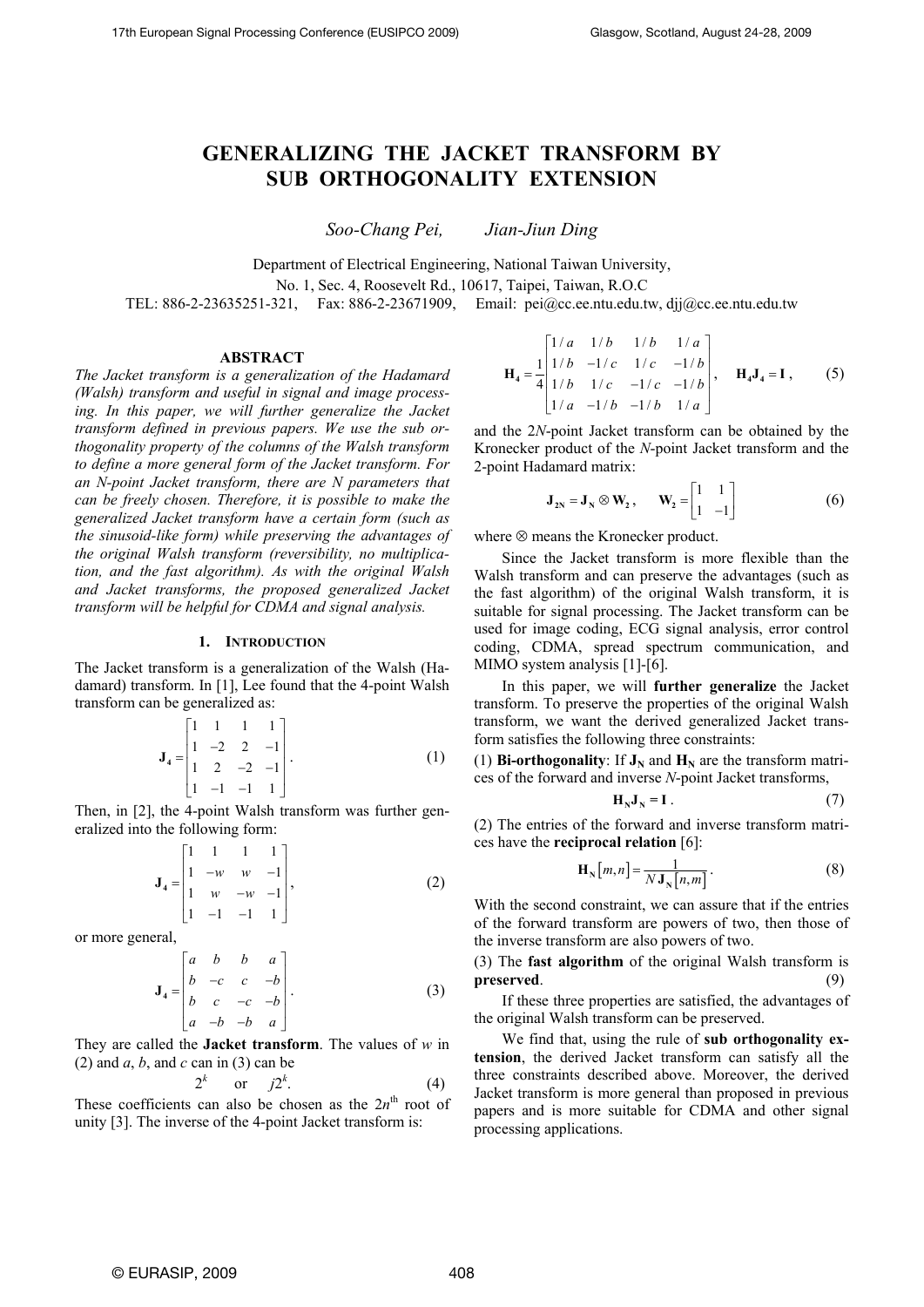# GENERALIZING THE JACKET TRANSFORM BY SUB ORTHOGONALITY EXTENSION

*Soo-Chang Pei, Jian-Jiun Ding*

Department of Electrical Engineering, National Taiwan University,
No. 1, Sec. 4, Roosevelt Rd., 10617, Taipei, Taiwan, R.O.C
TEL: 886-2-23635251-321, Fax: 886-2-23671909, Email: pei@cc.ee.ntu.edu.tw, djj@cc.ee.ntu.edu.tw

## ABSTRACT

*The Jacket transform is a generalization of the Hadamard (Walsh) transform and useful in signal and image processing. In this paper, we will further generalize the Jacket transform defined in previous papers. We use the sub orthogonality property of the columns of the Walsh transform to define a more general form of the Jacket transform. For an N-point Jacket transform, there are N parameters that can be freely chosen. Therefore, it is possible to make the generalized Jacket transform have a certain form (such as the sinusoid-like form) while preserving the advantages of the original Walsh transform (reversibility, no multiplication, and the fast algorithm). As with the original Walsh and Jacket transforms, the proposed generalized Jacket transform will be helpful for CDMA and signal analysis.*

## 1. INTRODUCTION

The Jacket transform is a generalization of the Walsh (Hadamard) transform. In [1], Lee found that the 4-point Walsh transform can be generalized as:

$$\mathbf{J_4} = \begin{bmatrix} 1 & 1 & 1 & 1 \\ 1 & -2 & 2 & -1 \\ 1 & 2 & -2 & -1 \\ 1 & -1 & -1 & 1 \end{bmatrix}. \qquad (1)$$

Then, in [2], the 4-point Walsh transform was further generalized into the following form:

$$\mathbf{J_4} = \begin{bmatrix} 1 & 1 & 1 & 1 \\ 1 & -w & w & -1 \\ 1 & w & -w & -1 \\ 1 & -1 & -1 & 1 \end{bmatrix}, \qquad (2)$$

or more general,

$$\mathbf{J_4} = \begin{bmatrix} a & b & b & a \\ b & -c & c & -b \\ b & c & -c & -b \\ a & -b & -b & a \end{bmatrix}. \qquad (3)$$

They are called the **Jacket transform**. The values of $w$ in (2) and $a$, $b$, and $c$ can in (3) can be

$$2^k \quad \text{or} \quad j2^k. \qquad (4)$$

These coefficients can also be chosen as the $2n^{\text{th}}$ root of unity [3]. The inverse of the 4-point Jacket transform is:

$$\mathbf{H_4} = \frac{1}{4}\begin{bmatrix} 1/a & 1/b & 1/b & 1/a \\ 1/b & -1/c & 1/c & -1/b \\ 1/b & 1/c & -1/c & -1/b \\ 1/a & -1/b & -1/b & 1/a \end{bmatrix}, \quad \mathbf{H_4 J_4 = I}, \qquad (5)$$

and the $2N$-point Jacket transform can be obtained by the Kronecker product of the $N$-point Jacket transform and the 2-point Hadamard matrix:

$$\mathbf{J_{2N}} = \mathbf{J_N} \otimes \mathbf{W_2}, \quad \mathbf{W_2} = \begin{bmatrix} 1 & 1 \\ 1 & -1 \end{bmatrix} \qquad (6)$$

where $\otimes$ means the Kronecker product.

Since the Jacket transform is more flexible than the Walsh transform and can preserve the advantages (such as the fast algorithm) of the original Walsh transform, it is suitable for signal processing. The Jacket transform can be used for image coding, ECG signal analysis, error control coding, CDMA, spread spectrum communication, and MIMO system analysis [1]-[6].

In this paper, we will **further generalize** the Jacket transform. To preserve the properties of the original Walsh transform, we want the derived generalized Jacket transform satisfies the following three constraints:

(1) **Bi-orthogonality**: If $\mathbf{J_N}$ and $\mathbf{H_N}$ are the transform matrices of the forward and inverse $N$-point Jacket transforms,

$$\mathbf{H_N J_N = I}. \qquad (7)$$

(2) The entries of the forward and inverse transform matrices have the **reciprocal relation** [6]:

$$\mathbf{H_N}[m,n] = \frac{1}{N\,\mathbf{J_N}[n,m]}. \qquad (8)$$

With the second constraint, we can assure that if the entries of the forward transform are powers of two, then those of the inverse transform are also powers of two.

(3) The **fast algorithm** of the original Walsh transform is **preserved**. (9)

If these three properties are satisfied, the advantages of the original Walsh transform can be preserved.

We find that, using the rule of **sub orthogonality extension**, the derived Jacket transform can satisfy all the three constraints described above. Moreover, the derived Jacket transform is more general than proposed in previous papers and is more suitable for CDMA and other signal processing applications.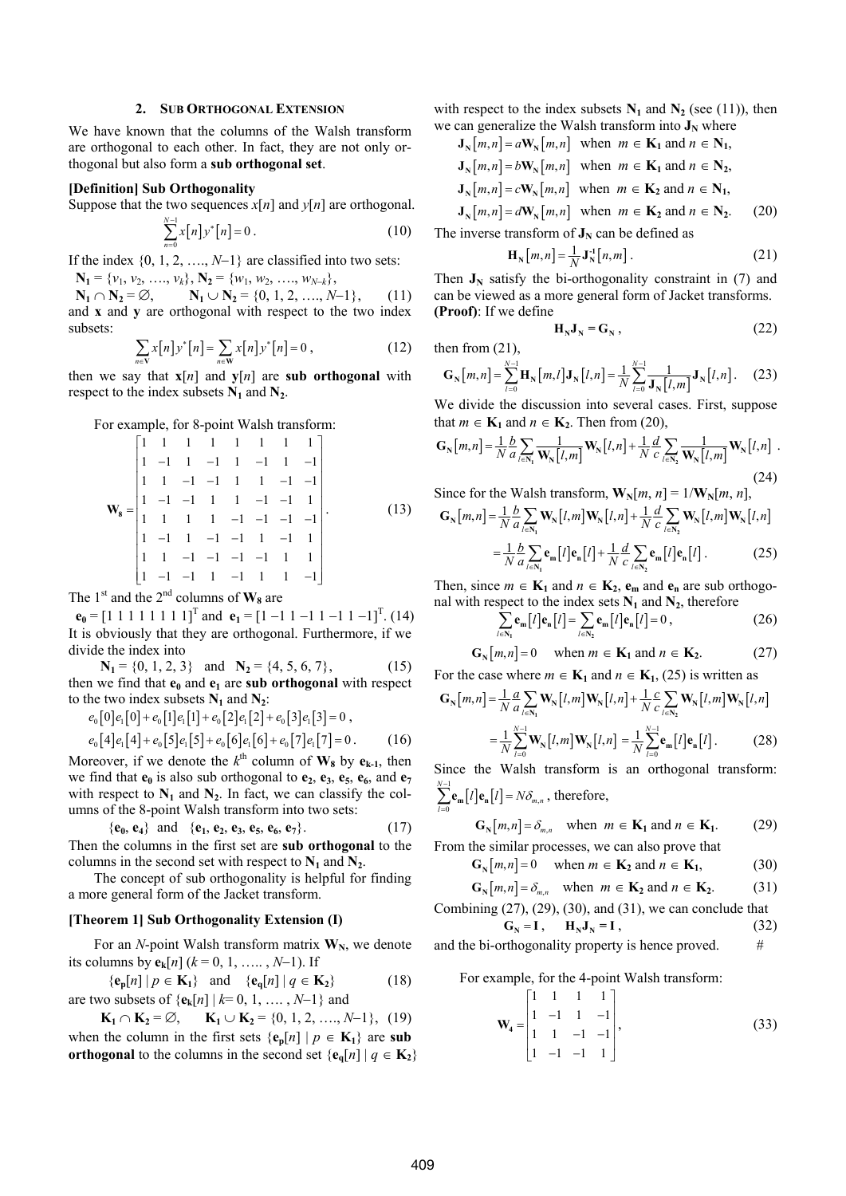## 2. Sub Orthogonal Extension

We have known that the columns of the Walsh transform are orthogonal to each other. In fact, they are not only orthogonal but also form a **sub orthogonal set**.

**[Definition] Sub Orthogonality**

Suppose that the two sequences $x[n]$ and $y[n]$ are orthogonal.

$$\sum_{n=0}^{N-1} x[n] y^*[n] = 0 . \tag{10}$$

If the index $\{0, 1, 2, \ldots, N-1\}$ are classified into two sets:

$\mathbf{N_1} = \{v_1, v_2, \ldots, v_k\}$, $\mathbf{N_2} = \{w_1, w_2, \ldots, w_{N-k}\}$,

$$\mathbf{N_1} \cap \mathbf{N_2} = \varnothing, \qquad \mathbf{N_1} \cup \mathbf{N_2} = \{0, 1, 2, \ldots, N-1\}, \tag{11}$$

and $\mathbf{x}$ and $\mathbf{y}$ are orthogonal with respect to the two index subsets:

$$\sum_{n \in \mathbf{V}} x[n] y^*[n] = \sum_{n \in \mathbf{W}} x[n] y^*[n] = 0 , \tag{12}$$

then we say that $\mathbf{x}[n]$ and $\mathbf{y}[n]$ are **sub orthogonal** with respect to the index subsets $\mathbf{N_1}$ and $\mathbf{N_2}$.

For example, for 8-point Walsh transform:

$$\mathbf{W_8} = \begin{bmatrix} 1 & 1 & 1 & 1 & 1 & 1 & 1 & 1 \\ 1 & -1 & 1 & -1 & 1 & -1 & 1 & -1 \\ 1 & 1 & -1 & -1 & 1 & 1 & -1 & -1 \\ 1 & -1 & -1 & 1 & 1 & -1 & -1 & 1 \\ 1 & 1 & 1 & 1 & -1 & -1 & -1 & -1 \\ 1 & -1 & 1 & -1 & -1 & 1 & -1 & 1 \\ 1 & 1 & -1 & -1 & -1 & -1 & 1 & 1 \\ 1 & -1 & -1 & 1 & -1 & 1 & 1 & -1 \end{bmatrix} . \tag{13}$$

The 1st and the 2nd columns of $\mathbf{W_8}$ are

$$\mathbf{e_0} = [1\ 1\ 1\ 1\ 1\ 1\ 1\ 1]^T \text{ and } \mathbf{e_1} = [1\ {-1}\ 1\ {-1}\ 1\ {-1}\ 1\ {-1}]^T. \tag{14}$$

It is obviously that they are orthogonal. Furthermore, if we divide the index into

$$\mathbf{N_1} = \{0, 1, 2, 3\} \quad \text{and} \quad \mathbf{N_2} = \{4, 5, 6, 7\}, \tag{15}$$

then we find that $\mathbf{e_0}$ and $\mathbf{e_1}$ are **sub orthogonal** with respect to the two index subsets $\mathbf{N_1}$ and $\mathbf{N_2}$:

$$e_0[0]e_1[0] + e_0[1]e_1[1] + e_0[2]e_1[2] + e_0[3]e_1[3] = 0 ,$$

$$e_0[4]e_1[4] + e_0[5]e_1[5] + e_0[6]e_1[6] + e_0[7]e_1[7] = 0 . \tag{16}$$

Moreover, if we denote the $k^{\text{th}}$ column of $\mathbf{W_8}$ by $\mathbf{e_{k-1}}$, then we find that $\mathbf{e_0}$ is also sub orthogonal to $\mathbf{e_2}$, $\mathbf{e_3}$, $\mathbf{e_5}$, $\mathbf{e_6}$, and $\mathbf{e_7}$ with respect to $\mathbf{N_1}$ and $\mathbf{N_2}$. In fact, we can classify the columns of the 8-point Walsh transform into two sets:

$$\{\mathbf{e_0}, \mathbf{e_4}\} \quad \text{and} \quad \{\mathbf{e_1}, \mathbf{e_2}, \mathbf{e_3}, \mathbf{e_5}, \mathbf{e_6}, \mathbf{e_7}\}. \tag{17}$$

Then the columns in the first set are **sub orthogonal** to the columns in the second set with respect to $\mathbf{N_1}$ and $\mathbf{N_2}$.

The concept of sub orthogonality is helpful for finding a more general form of the Jacket transform.

**[Theorem 1] Sub Orthogonality Extension (I)**

For an $N$-point Walsh transform matrix $\mathbf{W_N}$, we denote its columns by $\mathbf{e_k}[n]$ ($k = 0, 1, \ldots, N-1$). If

$$\{\mathbf{e_p}[n] \mid p \in \mathbf{K_1}\} \quad \text{and} \quad \{\mathbf{e_q}[n] \mid q \in \mathbf{K_2}\} \tag{18}$$

are two subsets of $\{\mathbf{e_k}[n] \mid k = 0, 1, \ldots, N-1\}$ and

$$\mathbf{K_1} \cap \mathbf{K_2} = \varnothing, \qquad \mathbf{K_1} \cup \mathbf{K_2} = \{0, 1, 2, \ldots, N-1\}, \tag{19}$$

when the column in the first sets $\{\mathbf{e_p}[n] \mid p \in \mathbf{K_1}\}$ are **sub orthogonal** to the columns in the second set $\{\mathbf{e_q}[n] \mid q \in \mathbf{K_2}\}$ with respect to the index subsets $\mathbf{N_1}$ and $\mathbf{N_2}$ (see (11)), then we can generalize the Walsh transform into $\mathbf{J_N}$ where

$$\mathbf{J_N}[m,n] = a\mathbf{W_N}[m,n] \quad \text{when } m \in \mathbf{K_1} \text{ and } n \in \mathbf{N_1},$$

$$\mathbf{J_N}[m,n] = b\mathbf{W_N}[m,n] \quad \text{when } m \in \mathbf{K_1} \text{ and } n \in \mathbf{N_2},$$

$$\mathbf{J_N}[m,n] = c\mathbf{W_N}[m,n] \quad \text{when } m \in \mathbf{K_2} \text{ and } n \in \mathbf{N_1},$$

$$\mathbf{J_N}[m,n] = d\mathbf{W_N}[m,n] \quad \text{when } m \in \mathbf{K_2} \text{ and } n \in \mathbf{N_2}. \tag{20}$$

The inverse transform of $\mathbf{J_N}$ can be defined as

$$\mathbf{H_N}[m,n] = \frac{1}{N}\mathbf{J_N^{-1}}[n,m] . \tag{21}$$

Then $\mathbf{J_N}$ satisfy the bi-orthogonality constraint in (7) and can be viewed as a more general form of Jacket transforms.

**(Proof)**: If we define

$$\mathbf{H_N}\mathbf{J_N} = \mathbf{G_N} , \tag{22}$$

then from (21),

$$\mathbf{G_N}[m,n] = \sum_{l=0}^{N-1} \mathbf{H_N}[m,l]\mathbf{J_N}[l,n] = \frac{1}{N}\sum_{l=0}^{N-1} \frac{1}{\mathbf{J_N}[l,m]}\mathbf{J_N}[l,n] . \tag{23}$$

We divide the discussion into several cases. First, suppose that $m \in \mathbf{K_1}$ and $n \in \mathbf{K_2}$. Then from (20),

$$\mathbf{G_N}[m,n] = \frac{1}{N}\frac{b}{a}\sum_{l \in \mathbf{N_1}} \frac{1}{\mathbf{W_N}[l,m]}\mathbf{W_N}[l,n] + \frac{1}{N}\frac{d}{c}\sum_{l \in \mathbf{N_2}} \frac{1}{\mathbf{W_N}[l,m]}\mathbf{W_N}[l,n] . \tag{24}$$

Since for the Walsh transform, $\mathbf{W_N}[m, n] = 1/\mathbf{W_N}[m, n]$,

$$\mathbf{G_N}[m,n] = \frac{1}{N}\frac{b}{a}\sum_{l \in \mathbf{N_1}} \mathbf{W_N}[l,m]\mathbf{W_N}[l,n] + \frac{1}{N}\frac{d}{c}\sum_{l \in \mathbf{N_2}} \mathbf{W_N}[l,m]\mathbf{W_N}[l,n]$$

$$= \frac{1}{N}\frac{b}{a}\sum_{l \in \mathbf{N_1}} \mathbf{e_m}[l]\mathbf{e_n}[l] + \frac{1}{N}\frac{d}{c}\sum_{l \in \mathbf{N_2}} \mathbf{e_m}[l]\mathbf{e_n}[l] . \tag{25}$$

Then, since $m \in \mathbf{K_1}$ and $n \in \mathbf{K_2}$, $\mathbf{e_m}$ and $\mathbf{e_n}$ are sub orthogonal with respect to the index sets $\mathbf{N_1}$ and $\mathbf{N_2}$, therefore

$$\sum_{l \in \mathbf{N_1}} \mathbf{e_m}[l]\mathbf{e_n}[l] = \sum_{l \in \mathbf{N_2}} \mathbf{e_m}[l]\mathbf{e_n}[l] = 0 , \tag{26}$$

$$\mathbf{G_N}[m,n] = 0 \quad \text{when } m \in \mathbf{K_1} \text{ and } n \in \mathbf{K_2}. \tag{27}$$

For the case where $m \in \mathbf{K_1}$ and $n \in \mathbf{K_1}$, (25) is written as

$$\mathbf{G_N}[m,n] = \frac{1}{N}\frac{a}{a}\sum_{l \in \mathbf{N_1}} \mathbf{W_N}[l,m]\mathbf{W_N}[l,n] + \frac{1}{N}\frac{c}{c}\sum_{l \in \mathbf{N_2}} \mathbf{W_N}[l,m]\mathbf{W_N}[l,n]$$

$$= \frac{1}{N}\sum_{l=0}^{N-1} \mathbf{W_N}[l,m]\mathbf{W_N}[l,n] = \frac{1}{N}\sum_{l=0}^{N-1} \mathbf{e_m}[l]\mathbf{e_n}[l] . \tag{28}$$

Since the Walsh transform is an orthogonal transform: $\sum_{l=0}^{N-1} \mathbf{e_m}[l]\mathbf{e_n}[l] = N\delta_{m,n}$, therefore,

$$\mathbf{G_N}[m,n] = \delta_{m,n} \quad \text{when } m \in \mathbf{K_1} \text{ and } n \in \mathbf{K_1}. \tag{29}$$

From the similar processes, we can also prove that

$$\mathbf{G_N}[m,n] = 0 \quad \text{when } m \in \mathbf{K_2} \text{ and } n \in \mathbf{K_1}, \tag{30}$$

$$\mathbf{G_N}[m,n] = \delta_{m,n} \quad \text{when } m \in \mathbf{K_2} \text{ and } n \in \mathbf{K_2}. \tag{31}$$

Combining (27), (29), (30), and (31), we can conclude that

$$\mathbf{G_N} = \mathbf{I} , \qquad \mathbf{H_N}\mathbf{J_N} = \mathbf{I} , \tag{32}$$

and the bi-orthogonality property is hence proved. #

For example, for the 4-point Walsh transform:

$$\mathbf{W_4} = \begin{bmatrix} 1 & 1 & 1 & 1 \\ 1 & -1 & 1 & -1 \\ 1 & 1 & -1 & -1 \\ 1 & -1 & -1 & 1 \end{bmatrix}, \tag{33}$$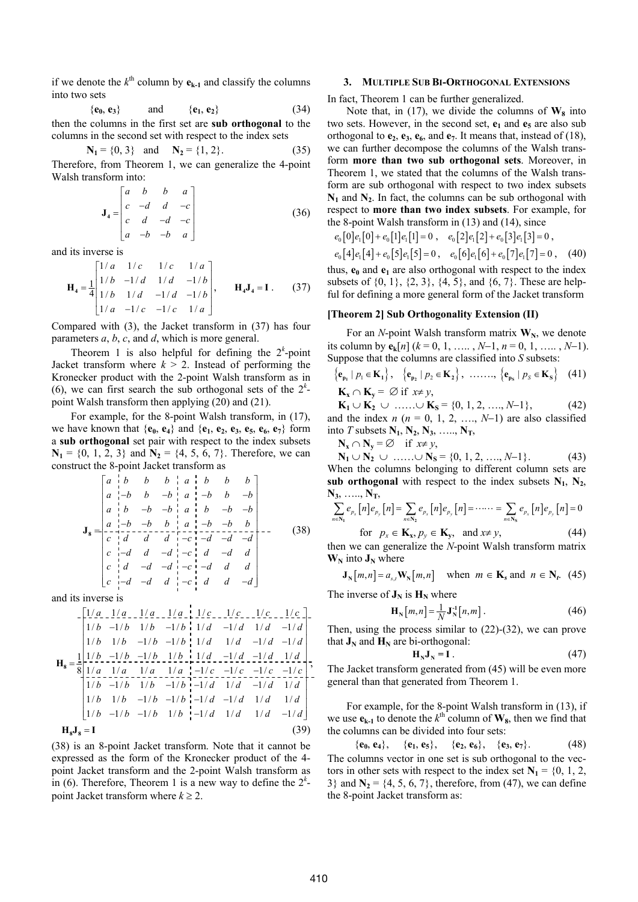if we denote the $k^{\text{th}}$ column by $\mathbf{e_{k-1}}$ and classify the columns into two sets

$$\{\mathbf{e}_0, \mathbf{e}_3\} \qquad \text{and} \qquad \{\mathbf{e}_1, \mathbf{e}_2\} \tag{34}$$

then the columns in the first set are **sub orthogonal** to the columns in the second set with respect to the index sets

$$\mathbf{N_1} = \{0, 3\} \quad \text{and} \quad \mathbf{N_2} = \{1, 2\}. \tag{35}$$

Therefore, from Theorem 1, we can generalize the 4-point Walsh transform into:

$$\mathbf{J_4} = \begin{bmatrix} a & b & b & a \\ c & -d & d & -c \\ c & d & -d & -c \\ a & -b & -b & a \end{bmatrix} \tag{36}$$

and its inverse is

$$\mathbf{H_4} = \frac{1}{4}\begin{bmatrix} 1/a & 1/c & 1/c & 1/a \\ 1/b & -1/d & 1/d & -1/b \\ 1/b & 1/d & -1/d & -1/b \\ 1/a & -1/c & -1/c & 1/a \end{bmatrix}, \qquad \mathbf{H_4 J_4 = I}. \tag{37}$$

Compared with (3), the Jacket transform in (37) has four parameters $a$, $b$, $c$, and $d$, which is more general.

Theorem 1 is also helpful for defining the $2^k$-point Jacket transform where $k > 2$. Instead of performing the Kronecker product with the 2-point Walsh transform as in (6), we can first search the sub orthogonal sets of the $2^k$-point Walsh transform then applying (20) and (21).

For example, for the 8-point Walsh transform, in (17), we have known that $\{\mathbf{e}_0, \mathbf{e}_4\}$ and $\{\mathbf{e}_1, \mathbf{e}_2, \mathbf{e}_3, \mathbf{e}_5, \mathbf{e}_6, \mathbf{e}_7\}$ form a **sub orthogonal** set pair with respect to the index subsets $\mathbf{N_1} = \{0, 1, 2, 3\}$ and $\mathbf{N_2} = \{4, 5, 6, 7\}$. Therefore, we can construct the 8-point Jacket transform as

$$\mathbf{J_8} = \left[\begin{array}{c|ccc|c|ccc} a & b & b & b & a & b & b & b \\ a & -b & b & -b & a & -b & b & -b \\ a & b & -b & -b & a & b & -b & -b \\ a & -b & -b & b & a & -b & -b & b \\ \hline c & d & d & d & -c & -d & -d & -d \\ c & -d & d & -d & -c & d & -d & d \\ c & d & -d & -d & -c & -d & d & d \\ c & -d & -d & d & -c & d & d & -d \end{array}\right] \tag{38}$$

and its inverse is

$$\mathbf{H_8} = \frac{1}{8}\left[\begin{array}{cccc|cccc} 1/a & 1/a & 1/a & 1/a & 1/c & 1/c & 1/c & 1/c \\ \hline 1/b & -1/b & 1/b & -1/b & 1/d & -1/d & 1/d & -1/d \\ 1/b & 1/b & -1/b & -1/b & 1/d & 1/d & -1/d & -1/d \\ 1/b & -1/b & -1/b & 1/b & 1/d & -1/d & -1/d & 1/d \\ \hline 1/a & 1/a & 1/a & 1/a & -1/c & -1/c & -1/c & -1/c \\ \hline 1/b & -1/b & 1/b & -1/b & -1/d & 1/d & -1/d & 1/d \\ 1/b & 1/b & -1/b & -1/b & -1/d & -1/d & 1/d & 1/d \\ 1/b & -1/b & -1/b & 1/b & -1/d & 1/d & 1/d & -1/d \end{array}\right],$$

$$\mathbf{H_8 J_8 = I} \tag{39}$$

(38) is an 8-point Jacket transform. Note that it cannot be expressed as the form of the Kronecker product of the 4-point Jacket transform and the 2-point Walsh transform as in (6). Therefore, Theorem 1 is a new way to define the $2^k$-point Jacket transform where $k \geq 2$.

## 3. Multiple Sub Bi-Orthogonal Extensions

In fact, Theorem 1 can be further generalized.

Note that, in (17), we divide the columns of $\mathbf{W_8}$ into two sets. However, in the second set, $\mathbf{e}_1$ and $\mathbf{e}_5$ are also sub orthogonal to $\mathbf{e}_2$, $\mathbf{e}_3$, $\mathbf{e}_6$, and $\mathbf{e}_7$. It means that, instead of (18), we can further decompose the columns of the Walsh transform **more than two sub orthogonal sets**. Moreover, in Theorem 1, we stated that the columns of the Walsh transform are sub orthogonal with respect to two index subsets $\mathbf{N_1}$ and $\mathbf{N_2}$. In fact, the columns can be sub orthogonal with respect to **more than two index subsets**. For example, for the 8-point Walsh transform in (13) and (14), since

$$e_0[0]e_1[0] + e_0[1]e_1[1] = 0, \quad e_0[2]e_1[2] + e_0[3]e_1[3] = 0,$$
$$e_0[4]e_1[4] + e_0[5]e_1[5] = 0, \quad e_0[6]e_1[6] + e_0[7]e_1[7] = 0, \tag{40}$$

thus, $\mathbf{e}_0$ and $\mathbf{e}_1$ are also orthogonal with respect to the index subsets of $\{0, 1\}$, $\{2, 3\}$, $\{4, 5\}$, and $\{6, 7\}$. These are helpful for defining a more general form of the Jacket transform

### [Theorem 2] Sub Orthogonality Extension (II)

For an $N$-point Walsh transform matrix $\mathbf{W_N}$, we denote its column by $\mathbf{e_k}[n]$ ($k = 0, 1, \ldots, N-1$, $n = 0, 1, \ldots, N-1$). Suppose that the columns are classified into $S$ subsets:

$$\left\{\mathbf{e_{p_1}} \mid p_1 \in \mathbf{K_1}\right\}, \quad \left\{\mathbf{e_{p_2}} \mid p_2 \in \mathbf{K_2}\right\}, \quad \ldots\ldots, \left\{\mathbf{e_{p_S}} \mid p_S \in \mathbf{K_S}\right\} \tag{41}$$

$$\mathbf{K_x} \cap \mathbf{K_y} = \varnothing \text{ if } x \neq y,$$
$$\mathbf{K_1} \cup \mathbf{K_2} \cup \ldots\ldots \cup \mathbf{K_S} = \{0, 1, 2, \ldots, N-1\}, \tag{42}$$

and the index $n$ ($n = 0, 1, 2, \ldots, N-1$) are also classified into $T$ subsets $\mathbf{N_1}, \mathbf{N_2}, \mathbf{N_3}, \ldots, \mathbf{N_T}$,

$$\mathbf{N_x} \cap \mathbf{N_y} = \varnothing \quad \text{if } x \neq y,$$
$$\mathbf{N_1} \cup \mathbf{N_2} \cup \ldots\ldots \cup \mathbf{N_S} = \{0, 1, 2, \ldots, N-1\}. \tag{43}$$

When the columns belonging to different column sets are **sub orthogonal** with respect to the index subsets $\mathbf{N_1}$, $\mathbf{N_2}$, $\mathbf{N_3}$, ….., $\mathbf{N_T}$,

$$\sum_{n \in \mathbf{N_1}} e_{p_x}[n] e_{p_y}[n] = \sum_{n \in \mathbf{N_2}} e_{p_x}[n] e_{p_y}[n] = \cdots\cdots = \sum_{n \in \mathbf{N_S}} e_{p_x}[n] e_{p_y}[n] = 0$$

$$\text{for} \quad p_x \in \mathbf{K_x}, p_y \in \mathbf{K_y}, \quad \text{and } x \neq y, \tag{44}$$

then we can generalize the $N$-point Walsh transform matrix $\mathbf{W_N}$ into $\mathbf{J_N}$ where

$$\mathbf{J_N}[m,n] = a_{s,t}\mathbf{W_N}[m,n] \quad \text{when } m \in \mathbf{K_s} \text{ and } n \in \mathbf{N_t}. \tag{45}$$

The inverse of $\mathbf{J_N}$ is $\mathbf{H_N}$ where

$$\mathbf{H_N}[m,n] = \frac{1}{N}\mathbf{J_N^{-1}}[n,m]. \tag{46}$$

Then, using the process similar to (22)-(32), we can prove that $\mathbf{J_N}$ and $\mathbf{H_N}$ are bi-orthogonal:

$$\mathbf{H_N J_N = I}. \tag{47}$$

The Jacket transform generated from (45) will be even more general than that generated from Theorem 1.

For example, for the 8-point Walsh transform in (13), if we use $\mathbf{e_{k-1}}$ to denote the $k^{\text{th}}$ column of $\mathbf{W_8}$, then we find that the columns can be divided into four sets:

$$\{\mathbf{e}_0, \mathbf{e}_4\}, \quad \{\mathbf{e}_1, \mathbf{e}_5\}, \quad \{\mathbf{e}_2, \mathbf{e}_6\}, \quad \{\mathbf{e}_3, \mathbf{e}_7\}. \tag{48}$$

The columns vector in one set is sub orthogonal to the vectors in other sets with respect to the index set $\mathbf{N_1} = \{0, 1, 2, 3\}$ and $\mathbf{N_2} = \{4, 5, 6, 7\}$, therefore, from (47), we can define the 8-point Jacket transform as: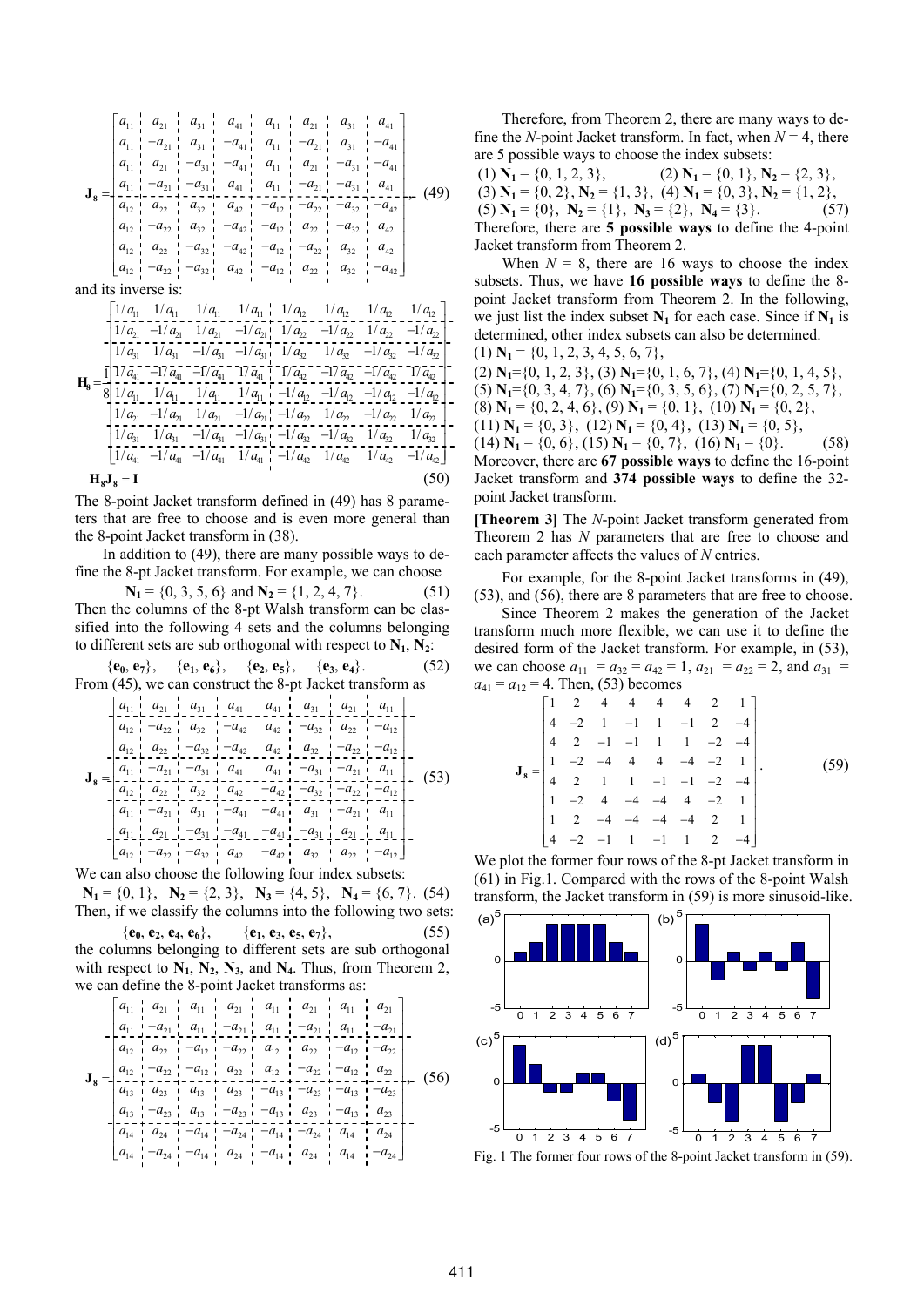$$
\mathbf{J_8} = \begin{bmatrix}
a_{11} & a_{21} & a_{31} & a_{41} & a_{11} & a_{21} & a_{31} & a_{41} \\
a_{11} & -a_{21} & a_{31} & -a_{41} & a_{11} & -a_{21} & a_{31} & -a_{41} \\
a_{11} & a_{21} & -a_{31} & -a_{41} & a_{11} & a_{21} & -a_{31} & -a_{41} \\
a_{11} & -a_{21} & -a_{31} & a_{41} & a_{11} & -a_{21} & -a_{31} & a_{41} \\
a_{12} & a_{22} & a_{32} & a_{42} & -a_{12} & -a_{22} & -a_{32} & -a_{42} \\
a_{12} & -a_{22} & a_{32} & -a_{42} & -a_{12} & a_{22} & -a_{32} & a_{42} \\
a_{12} & a_{22} & -a_{32} & -a_{42} & -a_{12} & -a_{22} & a_{32} & a_{42} \\
a_{12} & -a_{22} & -a_{32} & a_{42} & -a_{12} & a_{22} & a_{32} & -a_{42}
\end{bmatrix}, \quad (49)
$$

and its inverse is:

$$
\mathbf{H_8} = \frac{1}{8}\begin{bmatrix}
1/a_{11} & 1/a_{11} & 1/a_{11} & 1/a_{11} & 1/a_{12} & 1/a_{12} & 1/a_{12} & 1/a_{12} \\
1/a_{21} & -1/a_{21} & 1/a_{21} & -1/a_{21} & 1/a_{22} & -1/a_{22} & 1/a_{22} & -1/a_{22} \\
1/a_{31} & 1/a_{31} & -1/a_{31} & -1/a_{31} & 1/a_{32} & 1/a_{32} & -1/a_{32} & -1/a_{32} \\
1/a_{41} & -1/a_{41} & -1/a_{41} & 1/a_{41} & 1/a_{42} & -1/a_{42} & -1/a_{42} & 1/a_{42} \\
1/a_{11} & 1/a_{11} & 1/a_{11} & 1/a_{11} & -1/a_{12} & -1/a_{12} & -1/a_{12} & -1/a_{12} \\
1/a_{21} & -1/a_{21} & 1/a_{21} & -1/a_{21} & -1/a_{22} & 1/a_{22} & -1/a_{22} & 1/a_{22} \\
1/a_{31} & 1/a_{31} & -1/a_{31} & -1/a_{31} & -1/a_{32} & -1/a_{32} & 1/a_{32} & 1/a_{32} \\
1/a_{41} & -1/a_{41} & -1/a_{41} & 1/a_{41} & -1/a_{42} & 1/a_{42} & 1/a_{42} & -1/a_{42}
\end{bmatrix}
$$

$$
\mathbf{H_8 J_8} = \mathbf{I} \quad (50)
$$

The 8-point Jacket transform defined in (49) has 8 parameters that are free to choose and is even more general than the 8-point Jacket transform in (38).

In addition to (49), there are many possible ways to define the 8-pt Jacket transform. For example, we can choose

$$
\mathbf{N_1} = \{0, 3, 5, 6\} \text{ and } \mathbf{N_2} = \{1, 2, 4, 7\}. \quad (51)
$$

Then the columns of the 8-pt Walsh transform can be classified into the following 4 sets and the columns belonging to different sets are sub orthogonal with respect to $\mathbf{N_1}$, $\mathbf{N_2}$:

$$
\{\mathbf{e_0}, \mathbf{e_7}\}, \quad \{\mathbf{e_1}, \mathbf{e_6}\}, \quad \{\mathbf{e_2}, \mathbf{e_5}\}, \quad \{\mathbf{e_3}, \mathbf{e_4}\}. \quad (52)
$$

From (45), we can construct the 8-pt Jacket transform as

$$
\mathbf{J_8} = \begin{bmatrix}
a_{11} & a_{21} & a_{31} & a_{41} & a_{41} & a_{31} & a_{21} & a_{11} \\
a_{12} & -a_{22} & a_{32} & -a_{42} & a_{42} & -a_{32} & a_{22} & -a_{12} \\
a_{12} & a_{22} & -a_{32} & -a_{42} & a_{42} & a_{32} & -a_{22} & -a_{12} \\
a_{11} & -a_{21} & -a_{31} & a_{41} & a_{41} & -a_{31} & -a_{21} & a_{11} \\
a_{12} & a_{22} & a_{32} & a_{42} & -a_{42} & -a_{32} & -a_{22} & -a_{12} \\
a_{11} & -a_{21} & a_{31} & -a_{41} & -a_{41} & a_{31} & -a_{21} & a_{11} \\
a_{11} & a_{21} & -a_{31} & -a_{41} & -a_{41} & -a_{31} & a_{21} & a_{11} \\
a_{12} & -a_{22} & -a_{32} & a_{42} & -a_{42} & a_{32} & a_{22} & -a_{12}
\end{bmatrix} \quad (53)
$$

We can also choose the following four index subsets:

$$
\mathbf{N_1} = \{0, 1\}, \quad \mathbf{N_2} = \{2, 3\}, \quad \mathbf{N_3} = \{4, 5\}, \quad \mathbf{N_4} = \{6, 7\}. \quad (54)
$$

Then, if we classify the columns into the following two sets:

$$
\{\mathbf{e_0}, \mathbf{e_2}, \mathbf{e_4}, \mathbf{e_6}\}, \quad \{\mathbf{e_1}, \mathbf{e_3}, \mathbf{e_5}, \mathbf{e_7}\}, \quad (55)
$$

the columns belonging to different sets are sub orthogonal with respect to $\mathbf{N_1}$, $\mathbf{N_2}$, $\mathbf{N_3}$, and $\mathbf{N_4}$. Thus, from Theorem 2, we can define the 8-point Jacket transforms as:

$$
\mathbf{J_8} = \begin{bmatrix}
a_{11} & a_{21} & a_{11} & a_{21} & a_{11} & a_{21} & a_{11} & a_{21} \\
a_{11} & -a_{21} & a_{11} & -a_{21} & a_{11} & -a_{21} & a_{11} & -a_{21} \\
a_{12} & a_{22} & -a_{12} & -a_{22} & a_{12} & a_{22} & -a_{12} & -a_{22} \\
a_{12} & -a_{22} & -a_{12} & a_{22} & a_{12} & -a_{22} & -a_{12} & a_{22} \\
a_{13} & a_{23} & a_{13} & a_{23} & -a_{13} & -a_{23} & -a_{13} & -a_{23} \\
a_{13} & -a_{23} & a_{13} & -a_{23} & -a_{13} & a_{23} & -a_{13} & a_{23} \\
a_{14} & a_{24} & -a_{14} & -a_{24} & -a_{14} & -a_{24} & a_{14} & a_{24} \\
a_{14} & -a_{24} & -a_{14} & a_{24} & -a_{14} & a_{24} & a_{14} & -a_{24}
\end{bmatrix}. \quad (56)
$$

Therefore, from Theorem 2, there are many ways to define the $N$-point Jacket transform. In fact, when $N = 4$, there are 5 possible ways to choose the index subsets:

(1) $\mathbf{N_1} = \{0, 1, 2, 3\}$, (2) $\mathbf{N_1} = \{0, 1\}$, $\mathbf{N_2} = \{2, 3\}$,
(3) $\mathbf{N_1} = \{0, 2\}$, $\mathbf{N_2} = \{1, 3\}$, (4) $\mathbf{N_1} = \{0, 3\}$, $\mathbf{N_2} = \{1, 2\}$,
(5) $\mathbf{N_1} = \{0\}$, $\mathbf{N_2} = \{1\}$, $\mathbf{N_3} = \{2\}$, $\mathbf{N_4} = \{3\}$. (57)

Therefore, there are **5 possible ways** to define the 4-point Jacket transform from Theorem 2.

When $N = 8$, there are 16 ways to choose the index subsets. Thus, we have **16 possible ways** to define the 8-point Jacket transform from Theorem 2. In the following, we just list the index subset $\mathbf{N_1}$ for each case. Since if $\mathbf{N_1}$ is determined, other index subsets can also be determined.

(1) $\mathbf{N_1} = \{0, 1, 2, 3, 4, 5, 6, 7\}$,
(2) $\mathbf{N_1}=\{0, 1, 2, 3\}$, (3) $\mathbf{N_1}=\{0, 1, 6, 7\}$, (4) $\mathbf{N_1}=\{0, 1, 4, 5\}$,
(5) $\mathbf{N_1}=\{0, 3, 4, 7\}$, (6) $\mathbf{N_1}=\{0, 3, 5, 6\}$, (7) $\mathbf{N_1}=\{0, 2, 5, 7\}$,
(8) $\mathbf{N_1} = \{0, 2, 4, 6\}$, (9) $\mathbf{N_1} = \{0, 1\}$, (10) $\mathbf{N_1} = \{0, 2\}$,
(11) $\mathbf{N_1} = \{0, 3\}$, (12) $\mathbf{N_1} = \{0, 4\}$, (13) $\mathbf{N_1} = \{0, 5\}$,
(14) $\mathbf{N_1} = \{0, 6\}$, (15) $\mathbf{N_1} = \{0, 7\}$, (16) $\mathbf{N_1} = \{0\}$. (58)

Moreover, there are **67 possible ways** to define the 16-point Jacket transform and **374 possible ways** to define the 32-point Jacket transform.

**[Theorem 3]** The $N$-point Jacket transform generated from Theorem 2 has $N$ parameters that are free to choose and each parameter affects the values of $N$ entries.

For example, for the 8-point Jacket transforms in (49), (53), and (56), there are 8 parameters that are free to choose.

Since Theorem 2 makes the generation of the Jacket transform much more flexible, we can use it to define the desired form of the Jacket transform. For example, in (53), we can choose $a_{11} = a_{32} = a_{42} = 1$, $a_{21} = a_{22} = 2$, and $a_{31} = a_{41} = a_{12} = 4$. Then, (53) becomes

$$
\mathbf{J_8} = \begin{bmatrix}
1 & 2 & 4 & 4 & 4 & 4 & 2 & 1 \\
4 & -2 & 1 & -1 & 1 & -1 & 2 & -4 \\
4 & 2 & -1 & -1 & 1 & 1 & -2 & -4 \\
1 & -2 & -4 & 4 & 4 & -4 & -2 & 1 \\
4 & 2 & 1 & 1 & -1 & -1 & -2 & -4 \\
1 & -2 & 4 & -4 & -4 & 4 & -2 & 1 \\
1 & 2 & -4 & -4 & -4 & -4 & 2 & 1 \\
4 & -2 & -1 & 1 & -1 & 1 & 2 & -4
\end{bmatrix}. \quad (59)
$$

We plot the former four rows of the 8-pt Jacket transform in (61) in Fig.1. Compared with the rows of the 8-point Walsh transform, the Jacket transform in (59) is more sinusoid-like.

Fig. 1 The former four rows of the 8-point Jacket transform in (59).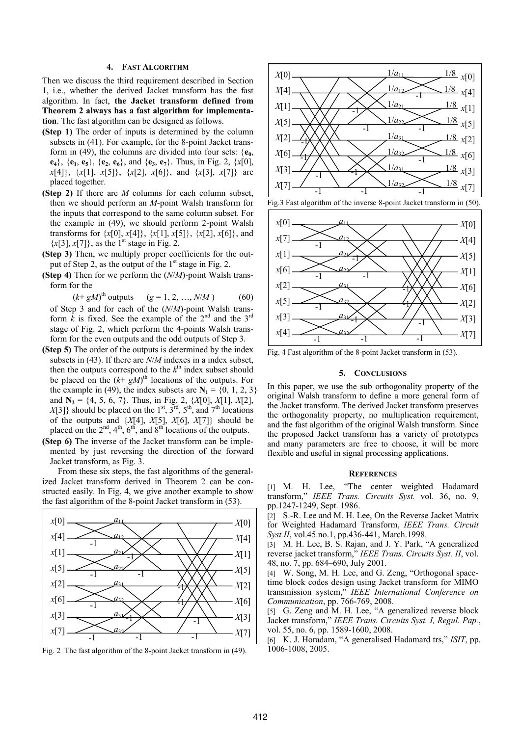## 4. Fast Algorithm

Then we discuss the third requirement described in Section 1, i.e., whether the derived Jacket transform has the fast algorithm. In fact, **the Jacket transform defined from Theorem 2 always has a fast algorithm for implementation**. The fast algorithm can be designed as follows.

**(Step 1)** The order of inputs is determined by the column subsets in (41). For example, for the 8-point Jacket transform in (49), the columns are divided into four sets: $\{\mathbf{e}_0, \mathbf{e}_4\}$, $\{\mathbf{e}_1, \mathbf{e}_5\}$, $\{\mathbf{e}_2, \mathbf{e}_6\}$, and $\{\mathbf{e}_3, \mathbf{e}_7\}$. Thus, in Fig. 2, $\{x[0], x[4]\}$, $\{x[1], x[5]\}$, $\{x[2], x[6]\}$, and $\{x[3], x[7]\}$ are placed together.

**(Step 2)** If there are $M$ columns for each column subset, then we should perform an $M$-point Walsh transform for the inputs that correspond to the same column subset. For the example in (49), we should perform 2-point Walsh transforms for $\{x[0], x[4]\}$, $\{x[1], x[5]\}$, $\{x[2], x[6]\}$, and $\{x[3], x[7]\}$, as the 1st stage in Fig. 2.

**(Step 3)** Then, we multiply proper coefficients for the output of Step 2, as the output of the 1st stage in Fig. 2.

**(Step 4)** Then for we perform the $(N/M)$-point Walsh transform for the

$$(k + gM)^{\text{th}} \text{ outputs} \qquad (g = 1, 2, \ldots, N/M) \tag{60}$$

of Step 3 and for each of the $(N/M)$-point Walsh transform $k$ is fixed. See the example of the 2nd and the 3rd stage of Fig. 2, which perform the 4-points Walsh transform for the even outputs and the odd outputs of Step 3.

**(Step 5)** The order of the outputs is determined by the index subsets in (43). If there are $N/M$ indexes in a index subset, then the outputs correspond to the $k^{\text{th}}$ index subset should be placed on the $(k + gM)^{\text{th}}$ locations of the outputs. For the example in (49), the index subsets are $\mathbf{N}_1 = \{0, 1, 2, 3\}$ and $\mathbf{N}_2 = \{4, 5, 6, 7\}$. Thus, in Fig. 2, $\{X[0], X[1], X[2], X[3]\}$ should be placed on the 1st, 3rd, 5th, and 7th locations of the outputs and $\{X[4], X[5], X[6], X[7]\}$ should be placed on the 2nd, 4th, 6th, and 8th locations of the outputs.

**(Step 6)** The inverse of the Jacket transform can be implemented by just reversing the direction of the forward Jacket transform, as Fig. 3.

From these six steps, the fast algorithms of the generalized Jacket transform derived in Theorem 2 can be constructed easily. In Fig, 4, we give another example to show the fast algorithm of the 8-point Jacket transform in (53).

x[0] x[4] x[1] x[5] x[2] x[6] x[3] x[7]
$a_{11}$ $a_{12}$ $a_{21}$ $a_{22}$ $a_{31}$ $a_{32}$ $a_{31}$ $a_{32}$
-1 -1 -1 -1 -1 -1 -1 -1 -1 -1 -1 -1
X[0] X[4] X[1] X[5] X[2] X[6] X[3] X[7]

Fig. 2 The fast algorithm of the 8-point Jacket transform in (49).

X[0] X[4] X[1] X[5] X[2] X[6] X[3] X[7]
$1/a_{11}$ $1/a_{12}$ $1/a_{21}$ $1/a_{22}$ $1/a_{31}$ $1/a_{32}$ $1/a_{31}$ $1/a_{32}$
1/8 1/8 1/8 1/8 1/8 1/8 1/8 1/8
-1 -1 -1 -1 -1 -1 -1 -1 -1 -1 -1 -1
x[0] x[4] x[1] x[5] x[2] x[6] x[3] x[7]

Fig.3 Fast algorithm of the inverse 8-point Jacket transform in (50).

x[0] x[7] x[1] x[6] x[2] x[5] x[3] x[4]
$a_{11}$ $a_{12}$ $a_{21}$ $a_{22}$ $a_{31}$ $a_{32}$ $a_{31}$ $a_{32}$
-1 -1 -1 -1 -1 -1 -1 -1 -1 -1 -1 -1
X[0] X[4] X[5] X[1] X[6] X[2] X[3] X[7]

Fig. 4 Fast algorithm of the 8-point Jacket transform in (53).

## 5. Conclusions

In this paper, we use the sub orthogonality property of the original Walsh transform to define a more general form of the Jacket transform. The derived Jacket transform preserves the orthogonality property, no multiplication requirement, and the fast algorithm of the original Walsh transform. Since the proposed Jacket transform has a variety of prototypes and many parameters are free to choose, it will be more flexible and useful in signal processing applications.

## References

[1] M. H. Lee, "The center weighted Hadamard transform," *IEEE Trans. Circuits Syst.* vol. 36, no. 9, pp.1247-1249, Sept. 1986.

[2] S.-R. Lee and M. H. Lee, On the Reverse Jacket Matrix for Weighted Hadamard Transform, *IEEE Trans. Circuit Syst.II*, vol.45.no.1, pp.436-441, March.1998.

[3] M. H. Lee, B. S. Rajan, and J. Y. Park, "A generalized reverse jacket transform," *IEEE Trans. Circuits Syst. II*, vol. 48, no. 7, pp. 684–690, July 2001.

[4] W. Song, M. H. Lee, and G. Zeng, "Orthogonal space-time block codes design using Jacket transform for MIMO transmission system," *IEEE International Conference on Communication*, pp. 766-769, 2008.

[5] G. Zeng and M. H. Lee, "A generalized reverse block Jacket transform," *IEEE Trans. Circuits Syst. I, Regul. Pap.*, vol. 55, no. 6, pp. 1589-1600, 2008.

[6] K. J. Horadam, "A generalised Hadamard trs," *ISIT*, pp. 1006-1008, 2005.